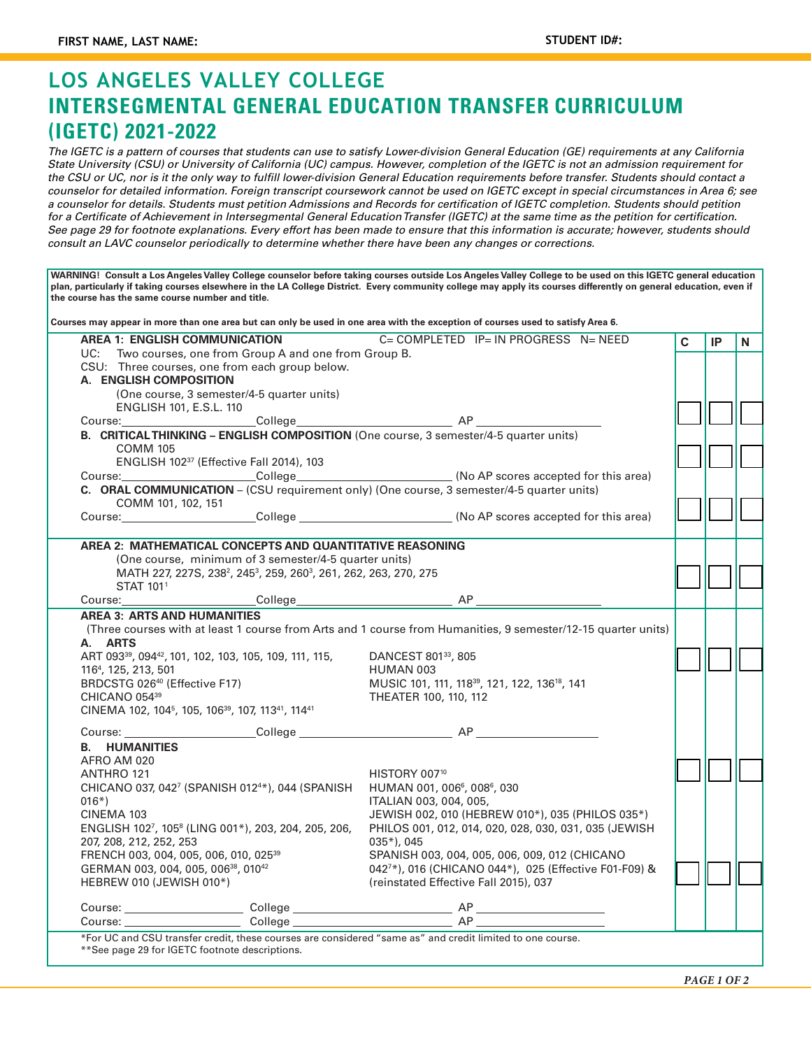**FIRST NAME, LAST NAME:** **STUDENT ID#:**

# LOS ANGELES VALLEY COLLEGE
# INTERSEGMENTAL GENERAL EDUCATION TRANSFER CURRICULUM (IGETC) 2021-2022

*The IGETC is a pattern of courses that students can use to satisfy Lower-division General Education (GE) requirements at any California State University (CSU) or University of California (UC) campus. However, completion of the IGETC is not an admission requirement for the CSU or UC, nor is it the only way to fulfill lower-division General Education requirements before transfer. Students should contact a counselor for detailed information. Foreign transcript coursework cannot be used on IGETC except in special circumstances in Area 6; see a counselor for details. Students must petition Admissions and Records for certification of IGETC completion. Students should petition for a Certificate of Achievement in Intersegmental General Education Transfer (IGETC) at the same time as the petition for certification. See page 29 for footnote explanations. Every effort has been made to ensure that this information is accurate; however, students should consult an LAVC counselor periodically to determine whether there have been any changes or corrections.*

**WARNING! Consult a Los Angeles Valley College counselor before taking courses outside Los Angeles Valley College to be used on this IGETC general education plan, particularly if taking courses elsewhere in the LA College District. Every community college may apply its courses differently on general education, even if the course has the same course number and title.**

**Courses may appear in more than one area but can only be used in one area with the exception of courses used to satisfy Area 6.**

| **AREA 1: ENGLISH COMMUNICATION** — C= COMPLETED IP= IN PROGRESS N= NEED | C | IP | N |
|---|---|---|---|
| UC: Two courses, one from Group A and one from Group B.<br>CSU: Three courses, one from each group below. | | | |
| **A. ENGLISH COMPOSITION**<br>(One course, 3 semester/4-5 quarter units)<br>ENGLISH 101, E.S.L. 110<br>Course:________ College________ AP________ | ☐ | ☐ | ☐ |
| **B. CRITICAL THINKING – ENGLISH COMPOSITION** (One course, 3 semester/4-5 quarter units)<br>COMM 105<br>ENGLISH 102[37] (Effective Fall 2014), 103<br>Course:________ College________ (No AP scores accepted for this area) | ☐ | ☐ | ☐ |
| **C. ORAL COMMUNICATION** – (CSU requirement only) (One course, 3 semester/4-5 quarter units)<br>COMM 101, 102, 151<br>Course:________ College________ (No AP scores accepted for this area) | ☐ | ☐ | ☐ |
| **AREA 2: MATHEMATICAL CONCEPTS AND QUANTITATIVE REASONING**<br>(One course, minimum of 3 semester/4-5 quarter units)<br>MATH 227, 227S, 238[2], 245[3], 259, 260[3], 261, 262, 263, 270, 275<br>STAT 101[1]<br>Course:________ College________ AP________ | ☐ | ☐ | ☐ |
| **AREA 3: ARTS AND HUMANITIES**<br>(Three courses with at least 1 course from Arts and 1 course from Humanities, 9 semester/12-15 quarter units) | | | |
| **A. ARTS**<br>ART 093[39], 094[42], 101, 102, 103, 105, 109, 111, 115, 116[4], 125, 213, 501<br>BRDCSTG 026[40] (Effective F17)<br>CHICANO 054[39]<br>CINEMA 102, 104[5], 105, 106[39], 107, 113[41], 114[41]<br>DANCEST 801[33], 805<br>HUMAN 003<br>MUSIC 101, 111, 118[39], 121, 122, 136[18], 141<br>THEATER 100, 110, 112<br>Course:________ College________ AP________ | ☐ | ☐ | ☐ |
| **B. HUMANITIES**<br>AFRO AM 020<br>ANTHRO 121<br>CHICANO 037, 042[7] (SPANISH 012[4]*), 044 (SPANISH 016*)<br>CINEMA 103<br>ENGLISH 102[7], 105[8] (LING 001*), 203, 204, 205, 206, 207, 208, 212, 252, 253<br>FRENCH 003, 004, 005, 006, 010, 025[39]<br>GERMAN 003, 004, 005, 006[38], 010[42]<br>HEBREW 010 (JEWISH 010*)<br>HISTORY 007[10]<br>HUMAN 001, 006[6], 008[6], 030<br>ITALIAN 003, 004, 005,<br>JEWISH 002, 010 (HEBREW 010*), 035 (PHILOS 035*)<br>PHILOS 001, 012, 014, 020, 028, 030, 031, 035 (JEWISH 035*), 045<br>SPANISH 003, 004, 005, 006, 009, 012 (CHICANO 042[7]*), 016 (CHICANO 044*), 025 (Effective F01-F09) & (reinstated Effective Fall 2015), 037<br>Course:________ College________ AP________<br>Course:________ College________ AP________ | ☐ ☐ | ☐ ☐ | ☐ ☐ |

*For UC and CSU transfer credit, these courses are considered "same as" and credit limited to one course.
**See page 29 for IGETC footnote descriptions.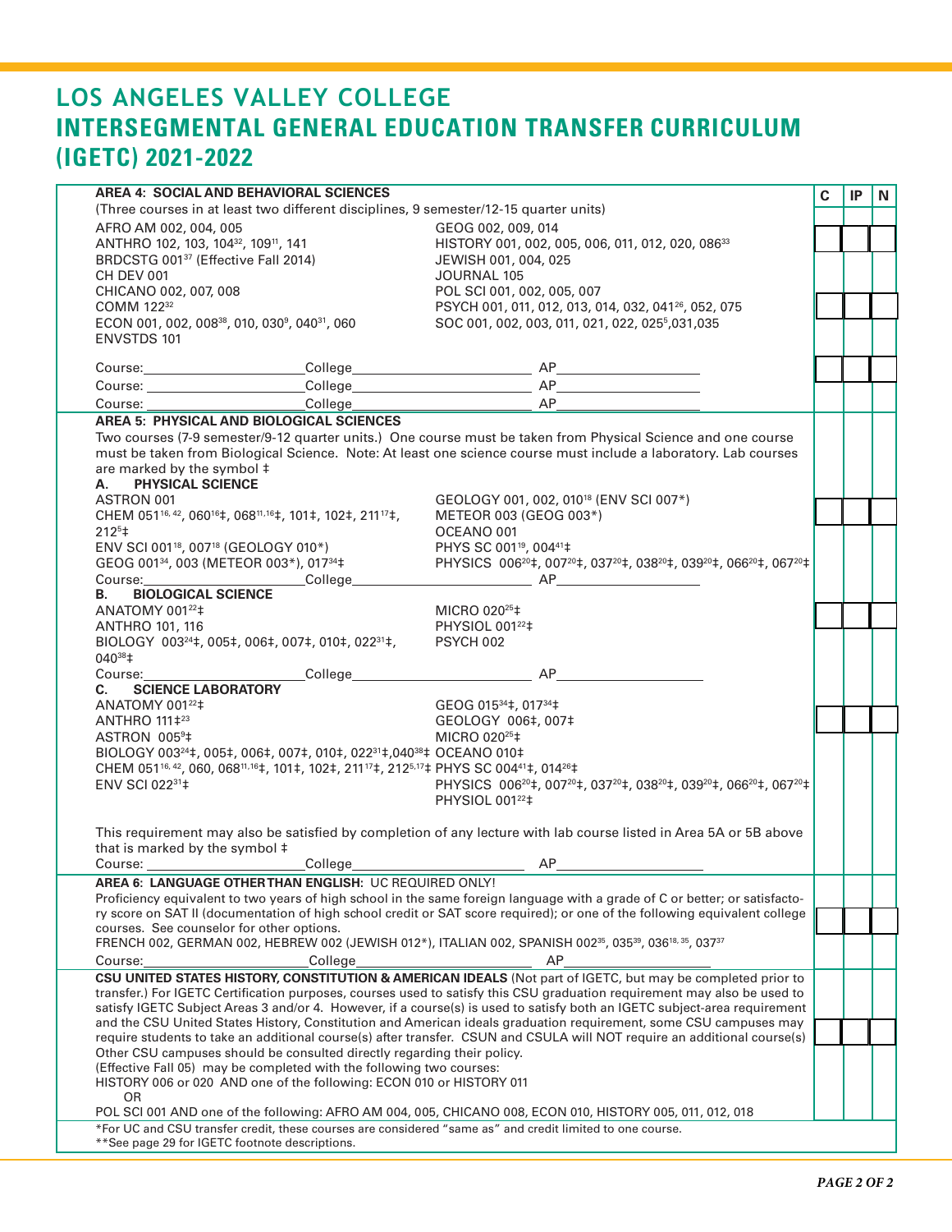# LOS ANGELES VALLEY COLLEGE
# INTERSEGMENTAL GENERAL EDUCATION TRANSFER CURRICULUM (IGETC) 2021-2022

## AREA 4: SOCIAL AND BEHAVIORAL SCIENCES

(Three courses in at least two different disciplines, 9 semester/12-15 quarter units)

AFRO AM 002, 004, 005
ANTHRO 102, 103, 104[32], 109[11], 141
BRDCSTG 001[37] (Effective Fall 2014)
CH DEV 001
CHICANO 002, 007, 008
COMM 122[32]
ECON 001, 002, 008[38], 010, 030[9], 040[31], 060
ENVSTDS 101
GEOG 002, 009, 014
HISTORY 001, 002, 005, 006, 011, 012, 020, 086[33]
JEWISH 001, 004, 025
JOURNAL 105
POL SCI 001, 002, 005, 007
PSYCH 001, 011, 012, 013, 014, 032, 041[26], 052, 075
SOC 001, 002, 003, 011, 021, 022, 025[5], 031, 035

Course:\_\_\_\_\_\_\_\_ College\_\_\_\_\_\_\_\_ AP\_\_\_\_\_\_\_\_
Course:\_\_\_\_\_\_\_\_ College\_\_\_\_\_\_\_\_ AP\_\_\_\_\_\_\_\_
Course:\_\_\_\_\_\_\_\_ College\_\_\_\_\_\_\_\_ AP\_\_\_\_\_\_\_\_

| C | IP | N |
|---|---|---|
| | | |
| | | |
| | | |

## AREA 5: PHYSICAL AND BIOLOGICAL SCIENCES

Two courses (7-9 semester/9-12 quarter units.) One course must be taken from Physical Science and one course must be taken from Biological Science. Note: At least one science course must include a laboratory. Lab courses are marked by the symbol ‡

### A. PHYSICAL SCIENCE

ASTRON 001
CHEM 051[16, 42], 060[16]‡, 068[11,16]‡, 101‡, 102‡, 211[17]‡, 212[5]‡
ENV SCI 001[18], 007[18] (GEOLOGY 010*)
GEOG 001[34], 003 (METEOR 003*), 017[34]‡
GEOLOGY 001, 002, 010[18] (ENV SCI 007*)
METEOR 003 (GEOG 003*)
OCEANO 001
PHYS SC 001[19], 004[41]‡
PHYSICS 006[20]‡, 007[20]‡, 037[20]‡, 038[20]‡, 039[20]‡, 066[20]‡, 067[20]‡

Course:\_\_\_\_\_\_\_\_ College\_\_\_\_\_\_\_\_ AP\_\_\_\_\_\_\_\_

| C | IP | N |
|---|---|---|
| | | |

### B. BIOLOGICAL SCIENCE

ANATOMY 001[22]‡
ANTHRO 101, 116
BIOLOGY 003[24]‡, 005‡, 006‡, 007‡, 010‡, 022[31]‡, 040[38]‡
MICRO 020[25]‡
PHYSIOL 001[22]‡
PSYCH 002

Course:\_\_\_\_\_\_\_\_ College\_\_\_\_\_\_\_\_ AP\_\_\_\_\_\_\_\_

| C | IP | N |
|---|---|---|
| | | |

### C. SCIENCE LABORATORY

ANATOMY 001[22]‡
ANTHRO 111‡[23]
ASTRON 005[9]‡
BIOLOGY 003[24]‡, 005‡, 006‡, 007‡, 010‡, 022[31]‡, 040[38]‡
CHEM 051[16, 42], 060, 068[11,16]‡, 101‡, 102‡, 211[17]‡, 212[5,17]‡
ENV SCI 022[31]‡
GEOG 015[34]‡, 017[34]‡
GEOLOGY 006‡, 007‡
MICRO 020[25]‡
OCEANO 010‡
PHYS SC 004[41]‡, 014[26]‡
PHYSICS 006[20]‡, 007[20]‡, 037[20]‡, 038[20]‡, 039[20]‡, 066[20]‡, 067[20]‡
PHYSIOL 001[22]‡

This requirement may also be satisfied by completion of any lecture with lab course listed in Area 5A or 5B above that is marked by the symbol ‡

Course:\_\_\_\_\_\_\_\_ College\_\_\_\_\_\_\_\_ AP\_\_\_\_\_\_\_\_

| C | IP | N |
|---|---|---|
| | | |

## AREA 6: LANGUAGE OTHER THAN ENGLISH: UC REQUIRED ONLY!

Proficiency equivalent to two years of high school in the same foreign language with a grade of C or better; or satisfactory score on SAT II (documentation of high school credit or SAT score required); or one of the following equivalent college courses. See counselor for other options.

FRENCH 002, GERMAN 002, HEBREW 002 (JEWISH 012*), ITALIAN 002, SPANISH 002[35], 035[39], 036[18, 35], 037[37]

Course:\_\_\_\_\_\_\_\_ College\_\_\_\_\_\_\_\_ AP\_\_\_\_\_\_\_\_

| C | IP | N |
|---|---|---|
| | | |

## CSU UNITED STATES HISTORY, CONSTITUTION & AMERICAN IDEALS

(Not part of IGETC, but may be completed prior to transfer.) For IGETC Certification purposes, courses used to satisfy this CSU graduation requirement may also be used to satisfy IGETC Subject Areas 3 and/or 4. However, if a course(s) is used to satisfy both an IGETC subject-area requirement and the CSU United States History, Constitution and American ideals graduation requirement, some CSU campuses may require students to take an additional course(s) after transfer. CSUN and CSULA will NOT require an additional course(s) Other CSU campuses should be consulted directly regarding their policy.

(Effective Fall 05) may be completed with the following two courses:
HISTORY 006 or 020 AND one of the following: ECON 010 or HISTORY 011

OR

POL SCI 001 AND one of the following: AFRO AM 004, 005, CHICANO 008, ECON 010, HISTORY 005, 011, 012, 018

| C | IP | N |
|---|---|---|
| | | |

*For UC and CSU transfer credit, these courses are considered "same as" and credit limited to one course.
**See page 29 for IGETC footnote descriptions.